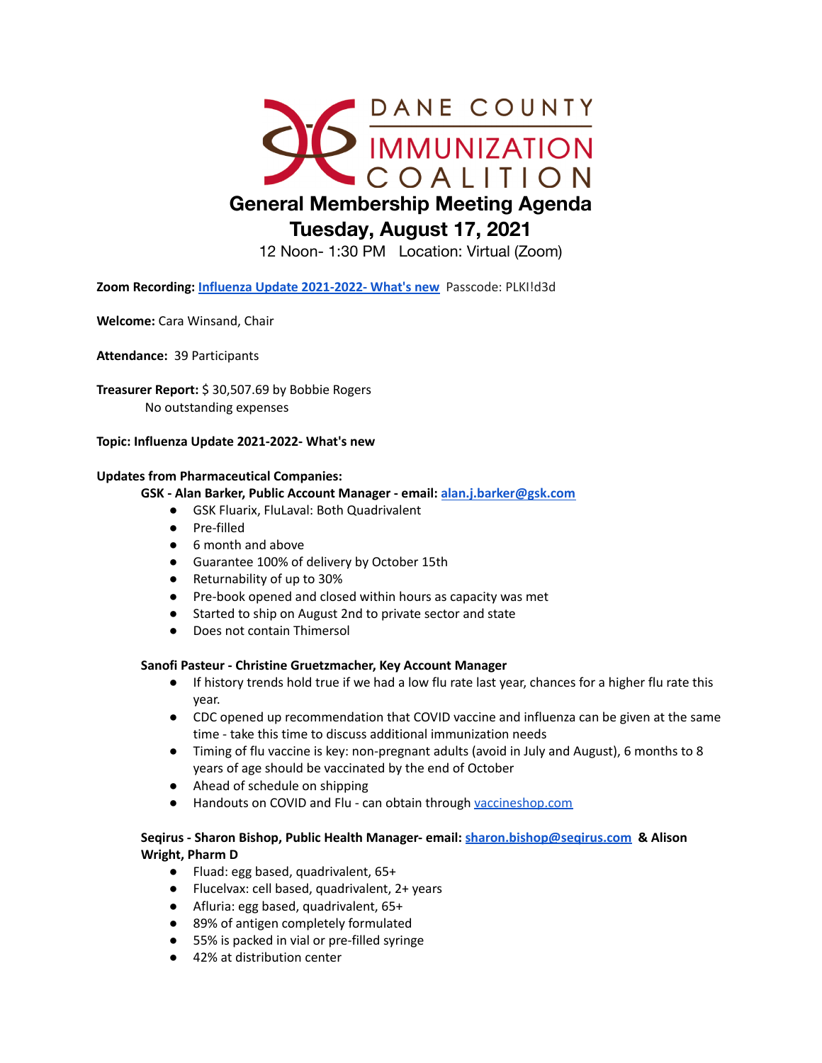# DANE COUNTY IMMUNIZATION COALITION

## General Membership Meeting Agenda

## Tuesday, August 17, 2021

12 Noon- 1:30 PM   Location: Virtual (Zoom)

**Zoom Recording:** [Influenza Update 2021-2022- What's new](#) Passcode: PLKI!d3d

**Welcome:** Cara Winsand, Chair

**Attendance:** 39 Participants

**Treasurer Report:** $ 30,507.69 by Bobbie Rogers
No outstanding expenses

**Topic: Influenza Update 2021-2022- What's new**

**Updates from Pharmaceutical Companies:**

**GSK - Alan Barker, Public Account Manager - email: alan.j.barker@gsk.com**

- GSK Fluarix, FluLaval: Both Quadrivalent
- Pre-filled
- 6 month and above
- Guarantee 100% of delivery by October 15th
- Returnability of up to 30%
- Pre-book opened and closed within hours as capacity was met
- Started to ship on August 2nd to private sector and state
- Does not contain Thimersol

**Sanofi Pasteur - Christine Gruetzmacher, Key Account Manager**

- If history trends hold true if we had a low flu rate last year, chances for a higher flu rate this year.
- CDC opened up recommendation that COVID vaccine and influenza can be given at the same time - take this time to discuss additional immunization needs
- Timing of flu vaccine is key: non-pregnant adults (avoid in July and August), 6 months to 8 years of age should be vaccinated by the end of October
- Ahead of schedule on shipping
- Handouts on COVID and Flu - can obtain through vaccineshop.com

**Seqirus - Sharon Bishop, Public Health Manager- email: sharon.bishop@seqirus.com & Alison Wright, Pharm D**

- Fluad: egg based, quadrivalent, 65+
- Flucelvax: cell based, quadrivalent, 2+ years
- Afluria: egg based, quadrivalent, 65+
- 89% of antigen completely formulated
- 55% is packed in vial or pre-filled syringe
- 42% at distribution center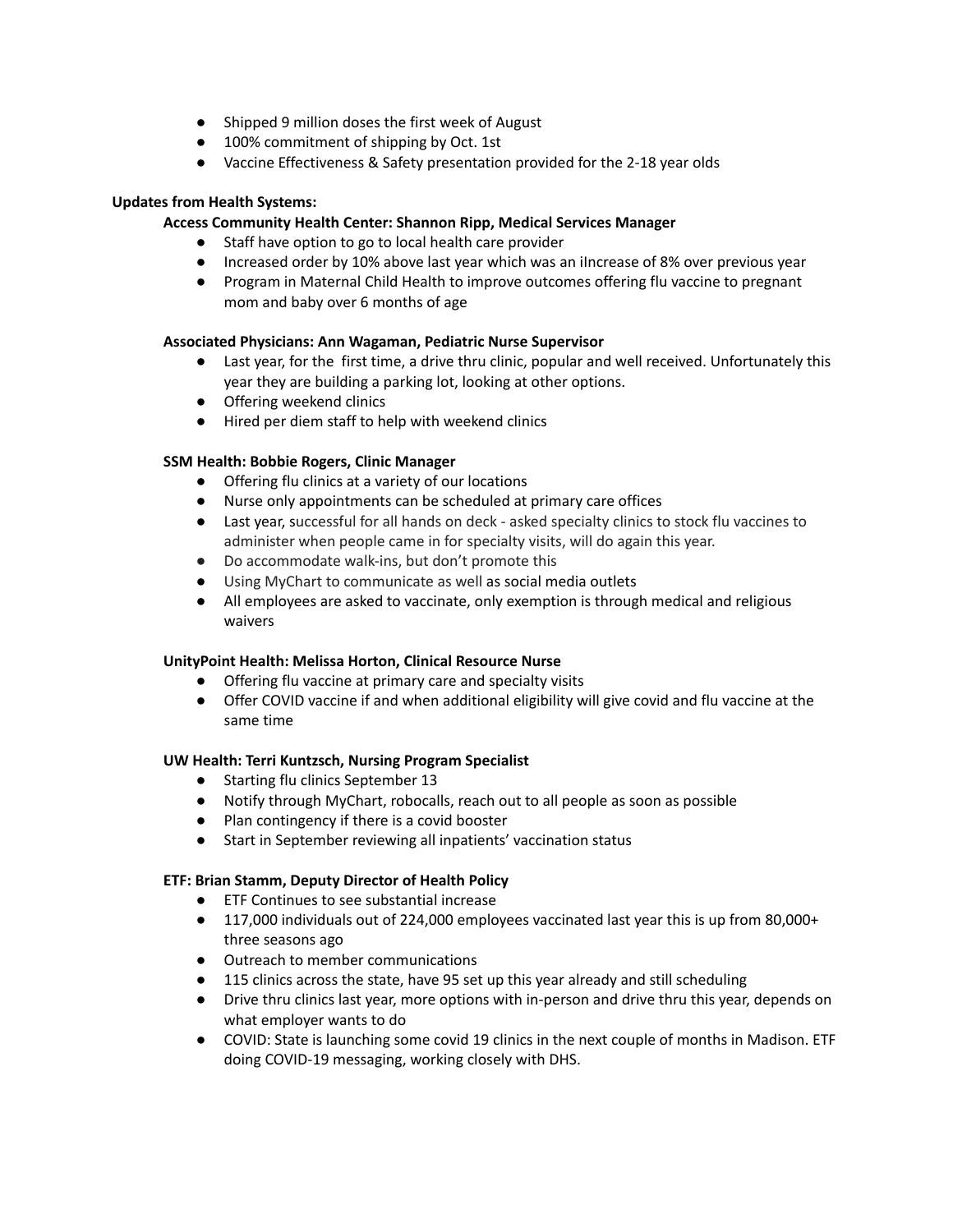- Shipped 9 million doses the first week of August
- 100% commitment of shipping by Oct. 1st
- Vaccine Effectiveness & Safety presentation provided for the 2-18 year olds

**Updates from Health Systems:**

**Access Community Health Center: Shannon Ripp, Medical Services Manager**

- Staff have option to go to local health care provider
- Increased order by 10% above last year which was an iIncrease of 8% over previous year
- Program in Maternal Child Health to improve outcomes offering flu vaccine to pregnant mom and baby over 6 months of age

**Associated Physicians: Ann Wagaman, Pediatric Nurse Supervisor**

- Last year, for the first time, a drive thru clinic, popular and well received. Unfortunately this year they are building a parking lot, looking at other options.
- Offering weekend clinics
- Hired per diem staff to help with weekend clinics

**SSM Health: Bobbie Rogers, Clinic Manager**

- Offering flu clinics at a variety of our locations
- Nurse only appointments can be scheduled at primary care offices
- Last year, successful for all hands on deck - asked specialty clinics to stock flu vaccines to administer when people came in for specialty visits, will do again this year.
- Do accommodate walk-ins, but don't promote this
- Using MyChart to communicate as well as social media outlets
- All employees are asked to vaccinate, only exemption is through medical and religious waivers

**UnityPoint Health: Melissa Horton, Clinical Resource Nurse**

- Offering flu vaccine at primary care and specialty visits
- Offer COVID vaccine if and when additional eligibility will give covid and flu vaccine at the same time

**UW Health: Terri Kuntzsch, Nursing Program Specialist**

- Starting flu clinics September 13
- Notify through MyChart, robocalls, reach out to all people as soon as possible
- Plan contingency if there is a covid booster
- Start in September reviewing all inpatients' vaccination status

**ETF: Brian Stamm, Deputy Director of Health Policy**

- ETF Continues to see substantial increase
- 117,000 individuals out of 224,000 employees vaccinated last year this is up from 80,000+ three seasons ago
- Outreach to member communications
- 115 clinics across the state, have 95 set up this year already and still scheduling
- Drive thru clinics last year, more options with in-person and drive thru this year, depends on what employer wants to do
- COVID: State is launching some covid 19 clinics in the next couple of months in Madison. ETF doing COVID-19 messaging, working closely with DHS.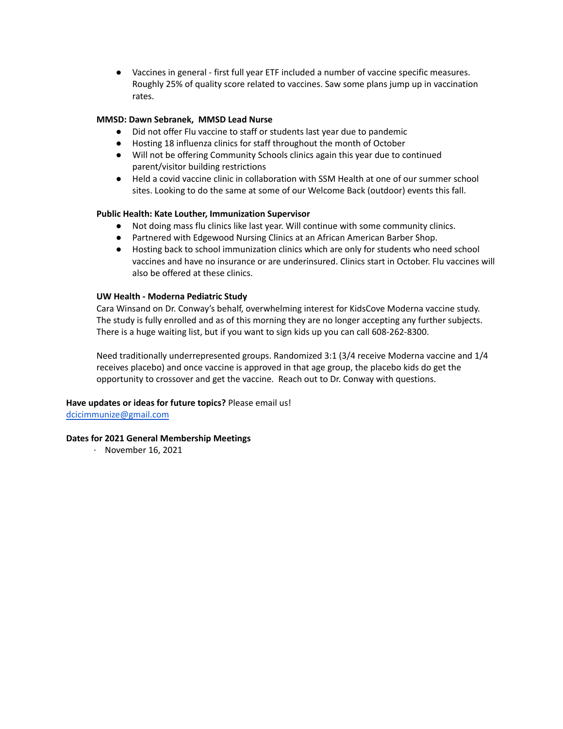- Vaccines in general - first full year ETF included a number of vaccine specific measures. Roughly 25% of quality score related to vaccines. Saw some plans jump up in vaccination rates.

**MMSD: Dawn Sebranek, MMSD Lead Nurse**

- Did not offer Flu vaccine to staff or students last year due to pandemic
- Hosting 18 influenza clinics for staff throughout the month of October
- Will not be offering Community Schools clinics again this year due to continued parent/visitor building restrictions
- Held a covid vaccine clinic in collaboration with SSM Health at one of our summer school sites. Looking to do the same at some of our Welcome Back (outdoor) events this fall.

**Public Health: Kate Louther, Immunization Supervisor**

- Not doing mass flu clinics like last year. Will continue with some community clinics.
- Partnered with Edgewood Nursing Clinics at an African American Barber Shop.
- Hosting back to school immunization clinics which are only for students who need school vaccines and have no insurance or are underinsured. Clinics start in October. Flu vaccines will also be offered at these clinics.

**UW Health - Moderna Pediatric Study**

Cara Winsand on Dr. Conway's behalf, overwhelming interest for KidsCove Moderna vaccine study. The study is fully enrolled and as of this morning they are no longer accepting any further subjects. There is a huge waiting list, but if you want to sign kids up you can call 608-262-8300.

Need traditionally underrepresented groups. Randomized 3:1 (3/4 receive Moderna vaccine and 1/4 receives placebo) and once vaccine is approved in that age group, the placebo kids do get the opportunity to crossover and get the vaccine. Reach out to Dr. Conway with questions.

**Have updates or ideas for future topics?** Please email us!
dcicimmunize@gmail.com

**Dates for 2021 General Membership Meetings**

- November 16, 2021